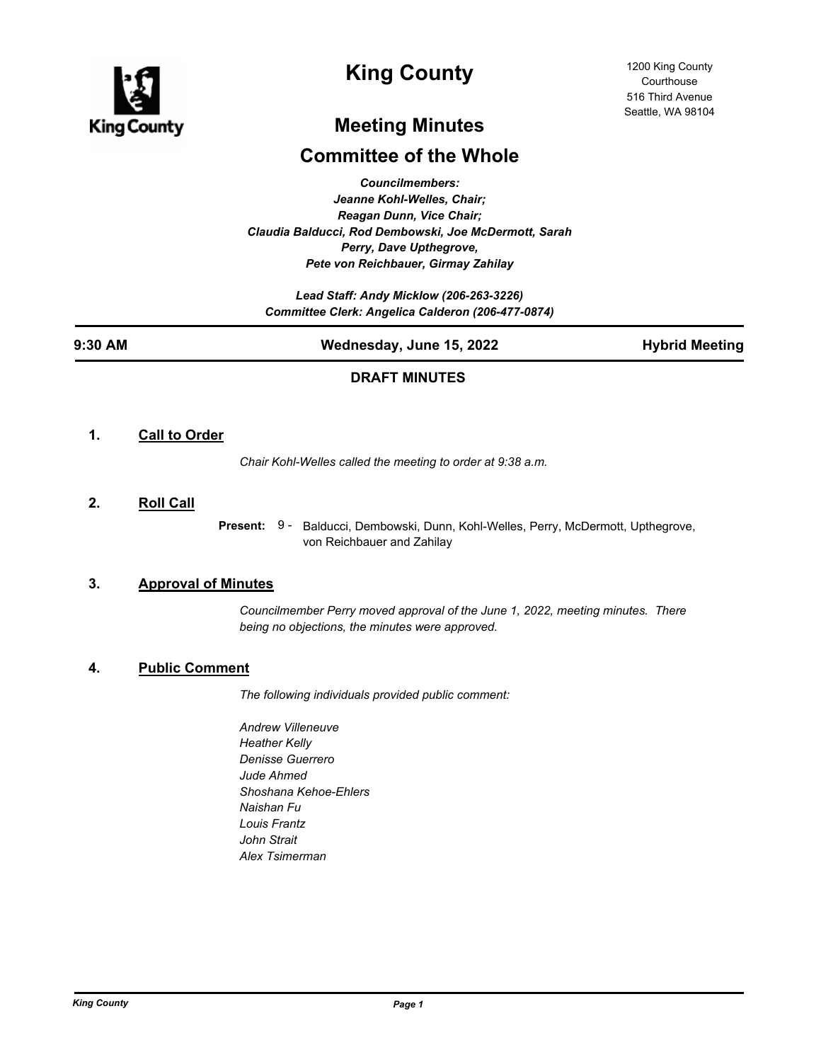# King County

1200 King County Courthouse
516 Third Avenue
Seattle, WA 98104

## Meeting Minutes

## Committee of the Whole

*Councilmembers:*
*Jeanne Kohl-Welles, Chair;*
*Reagan Dunn, Vice Chair;*
*Claudia Balducci, Rod Dembowski, Joe McDermott, Sarah Perry, Dave Upthegrove,*
*Pete von Reichbauer, Girmay Zahilay*

*Lead Staff: Andy Micklow (206-263-3226)*
*Committee Clerk: Angelica Calderon (206-477-0874)*

**9:30 AM** | **Wednesday, June 15, 2022** | **Hybrid Meeting**

**DRAFT MINUTES**

### 1. Call to Order

*Chair Kohl-Welles called the meeting to order at 9:38 a.m.*

### 2. Roll Call

**Present:** 9 - Balducci, Dembowski, Dunn, Kohl-Welles, Perry, McDermott, Upthegrove, von Reichbauer and Zahilay

### 3. Approval of Minutes

*Councilmember Perry moved approval of the June 1, 2022, meeting minutes. There being no objections, the minutes were approved.*

### 4. Public Comment

*The following individuals provided public comment:*

*Andrew Villeneuve*
*Heather Kelly*
*Denisse Guerrero*
*Jude Ahmed*
*Shoshana Kehoe-Ehlers*
*Naishan Fu*
*Louis Frantz*
*John Strait*
*Alex Tsimerman*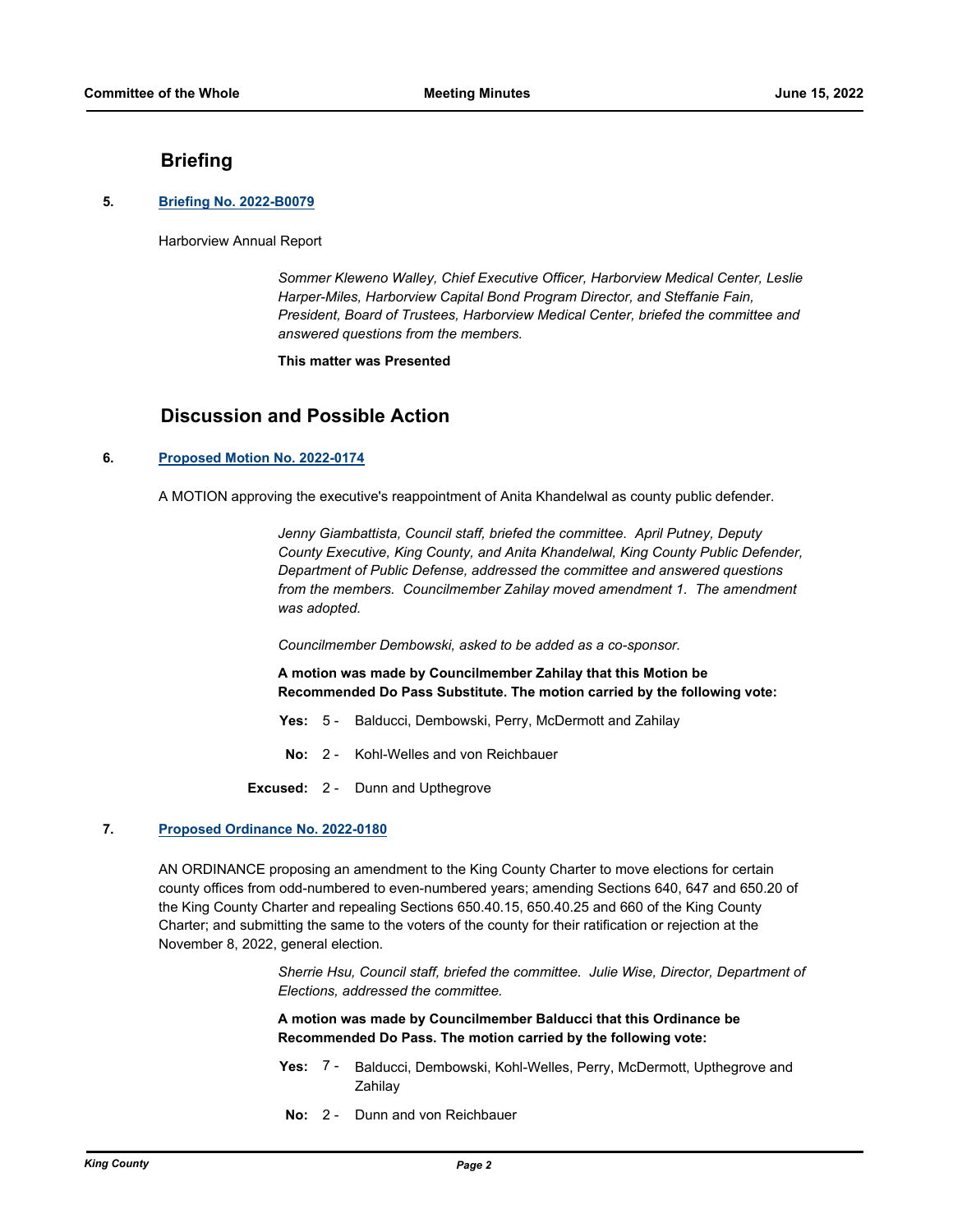## Briefing

**5. Briefing No. 2022-B0079**

Harborview Annual Report

*Sommer Kleweno Walley, Chief Executive Officer, Harborview Medical Center, Leslie Harper-Miles, Harborview Capital Bond Program Director, and Steffanie Fain, President, Board of Trustees, Harborview Medical Center, briefed the committee and answered questions from the members.*

**This matter was Presented**

## Discussion and Possible Action

**6. Proposed Motion No. 2022-0174**

A MOTION approving the executive's reappointment of Anita Khandelwal as county public defender.

*Jenny Giambattista, Council staff, briefed the committee. April Putney, Deputy County Executive, King County, and Anita Khandelwal, King County Public Defender, Department of Public Defense, addressed the committee and answered questions from the members. Councilmember Zahilay moved amendment 1. The amendment was adopted.*

*Councilmember Dembowski, asked to be added as a co-sponsor.*

**A motion was made by Councilmember Zahilay that this Motion be Recommended Do Pass Substitute. The motion carried by the following vote:**

**Yes:** 5 - Balducci, Dembowski, Perry, McDermott and Zahilay

**No:** 2 - Kohl-Welles and von Reichbauer

**Excused:** 2 - Dunn and Upthegrove

**7. Proposed Ordinance No. 2022-0180**

AN ORDINANCE proposing an amendment to the King County Charter to move elections for certain county offices from odd-numbered to even-numbered years; amending Sections 640, 647 and 650.20 of the King County Charter and repealing Sections 650.40.15, 650.40.25 and 660 of the King County Charter; and submitting the same to the voters of the county for their ratification or rejection at the November 8, 2022, general election.

*Sherrie Hsu, Council staff, briefed the committee. Julie Wise, Director, Department of Elections, addressed the committee.*

**A motion was made by Councilmember Balducci that this Ordinance be Recommended Do Pass. The motion carried by the following vote:**

**Yes:** 7 - Balducci, Dembowski, Kohl-Welles, Perry, McDermott, Upthegrove and Zahilay

**No:** 2 - Dunn and von Reichbauer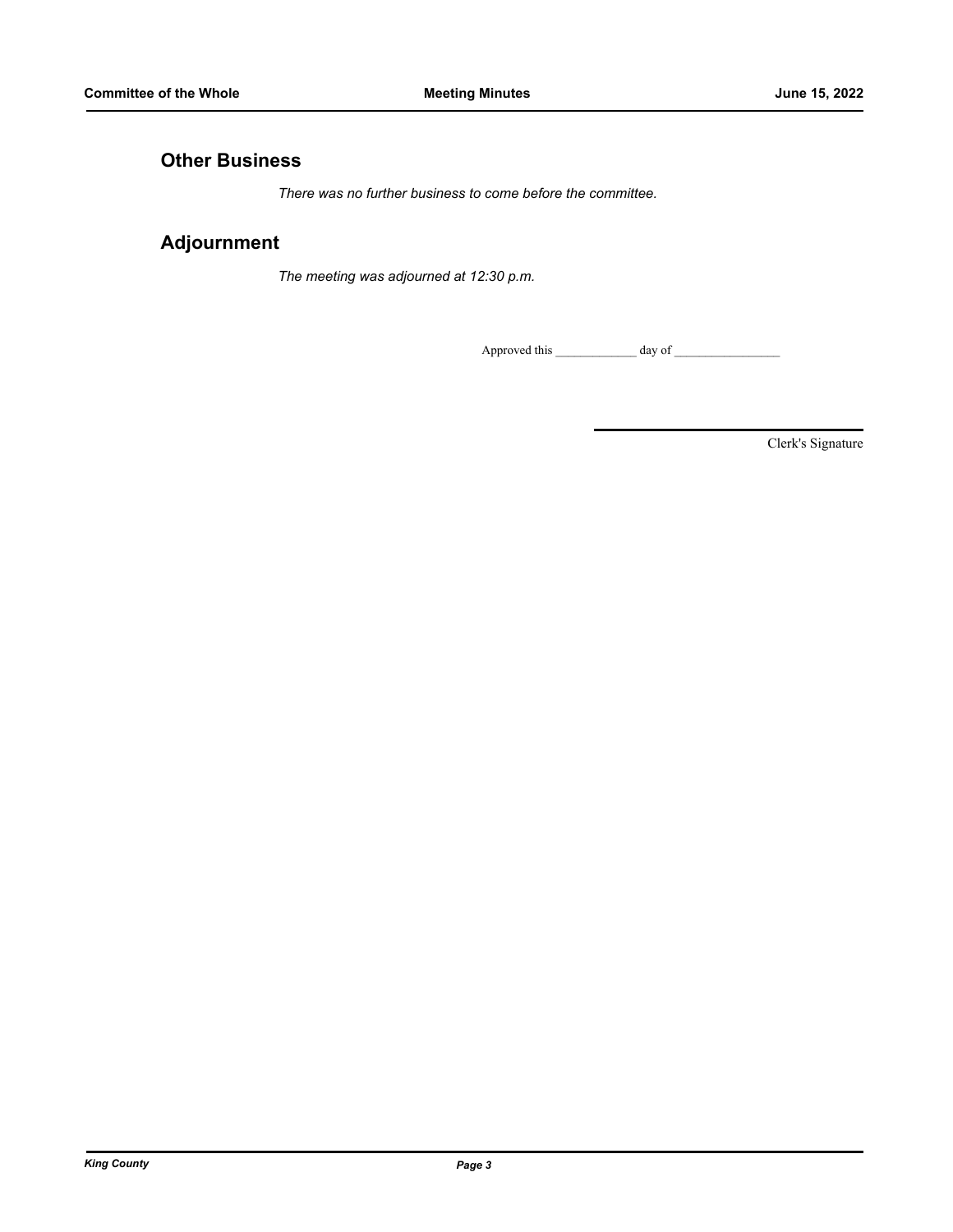## Other Business

*There was no further business to come before the committee.*

## Adjournment

*The meeting was adjourned at 12:30 p.m.*

Approved this _____________ day of _________________

Clerk's Signature